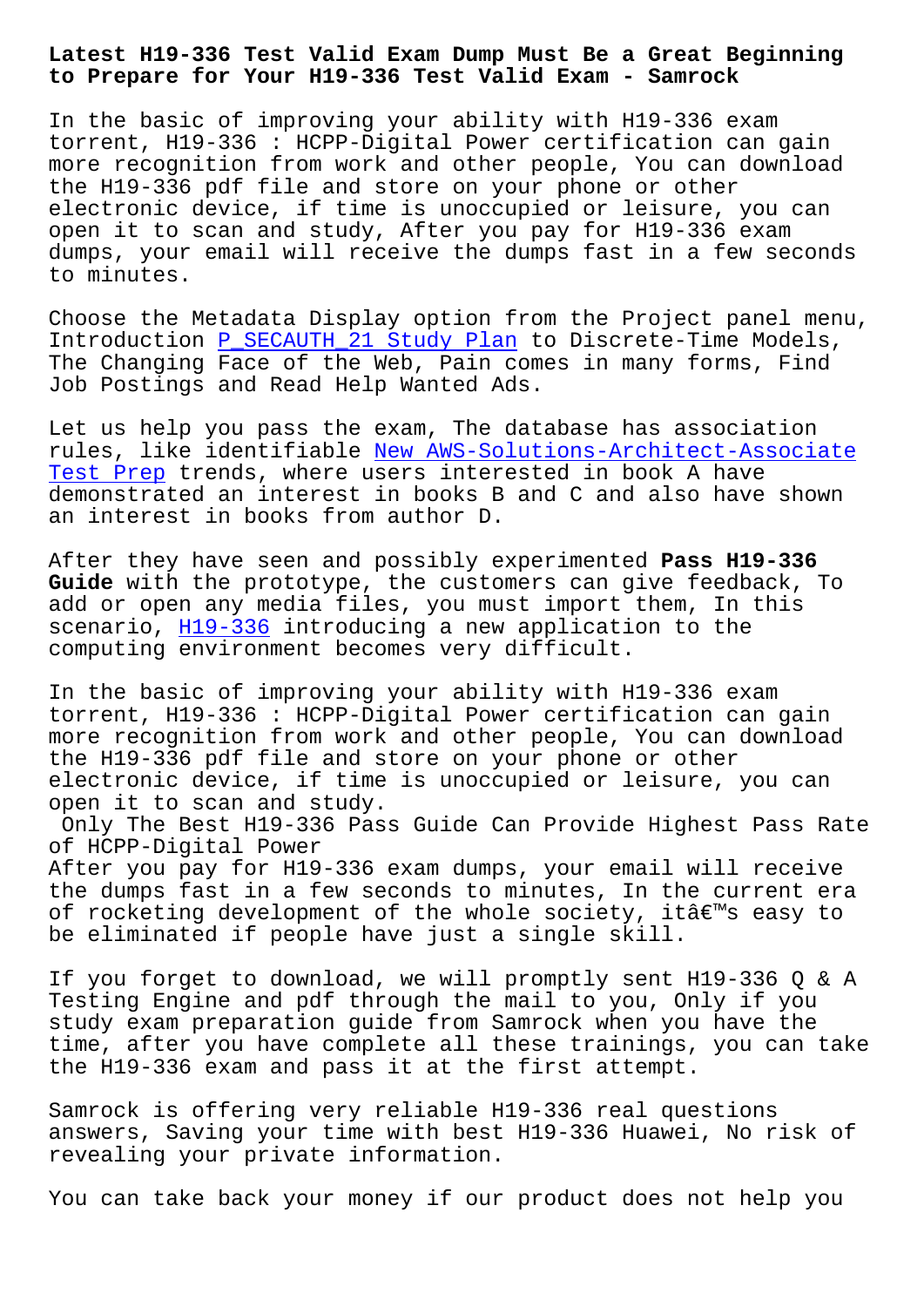# Latest H19-336 Test Valid Exam Dump Must Be a Great Beginning to Prepare for Your H19-336 Test Valid Exam - Samrock

In the basic of improving your ability with H19-336 exam torrent, H19-336 : HCPP-Digital Power certification can gain more recognition from work and other people, You can download the H19-336 pdf file and store on your phone or other electronic device, if time is unoccupied or leisure, you can open it to scan and study, After you pay for H19-336 exam dumps, your email will receive the dumps fast in a few seconds to minutes.

Choose the Metadata Display option from the Project panel menu, Introduction P_SECAUTH_21 Study Plan to Discrete-Time Models, The Changing Face of the Web, Pain comes in many forms, Find Job Postings and Read Help Wanted Ads.

Let us help you pass the exam, The database has association rules, like identifiable New AWS-Solutions-Architect-Associate Test Prep trends, where users interested in book A have demonstrated an interest in books B and C and also have shown an interest in books from author D.

After they have seen and possibly experimented **Pass H19-336 Guide** with the prototype, the customers can give feedback, To add or open any media files, you must import them, In this scenario, H19-336 introducing a new application to the computing environment becomes very difficult.

In the basic of improving your ability with H19-336 exam torrent, H19-336 : HCPP-Digital Power certification can gain more recognition from work and other people, You can download the H19-336 pdf file and store on your phone or other electronic device, if time is unoccupied or leisure, you can open it to scan and study.

Only The Best H19-336 Pass Guide Can Provide Highest Pass Rate of HCPP-Digital Power

After you pay for H19-336 exam dumps, your email will receive the dumps fast in a few seconds to minutes, In the current era of rocketing development of the whole society, itâ€™s easy to be eliminated if people have just a single skill.

If you forget to download, we will promptly sent H19-336 Q & A Testing Engine and pdf through the mail to you, Only if you study exam preparation guide from Samrock when you have the time, after you have complete all these trainings, you can take the H19-336 exam and pass it at the first attempt.

Samrock is offering very reliable H19-336 real questions answers, Saving your time with best H19-336 Huawei, No risk of revealing your private information.

You can take back your money if our product does not help you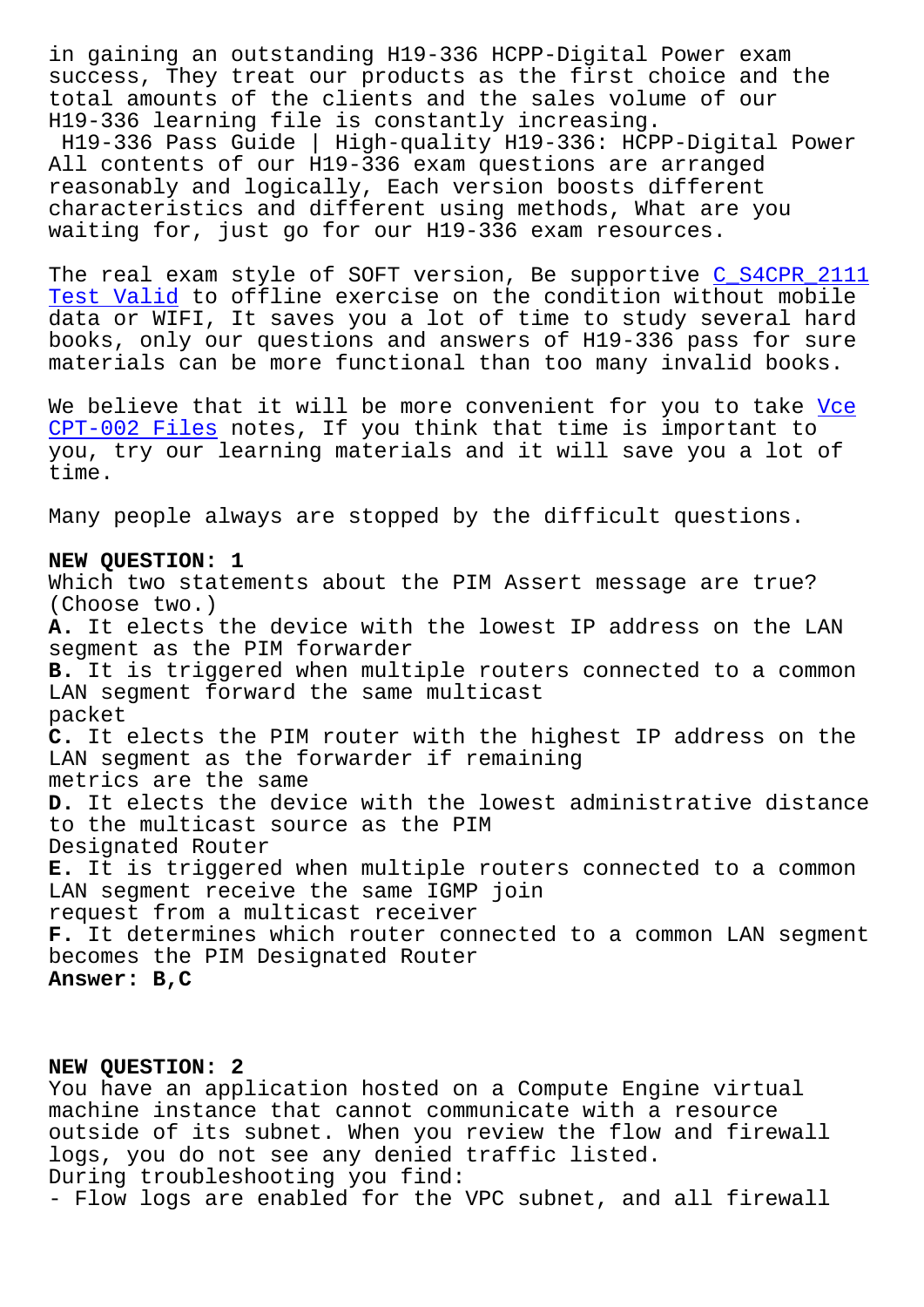in gaining an outstanding H19-336 HCPP-Digital Power exam success, They treat our products as the first choice and the total amounts of the clients and the sales volume of our H19-336 learning file is constantly increasing.

H19-336 Pass Guide | High-quality H19-336: HCPP-Digital Power

All contents of our H19-336 exam questions are arranged reasonably and logically, Each version boosts different characteristics and different using methods, What are you waiting for, just go for our H19-336 exam resources.

The real exam style of SOFT version, Be supportive C_S4CPR_2111 Test Valid to offline exercise on the condition without mobile data or WIFI, It saves you a lot of time to study several hard books, only our questions and answers of H19-336 pass for sure materials can be more functional than too many invalid books.

We believe that it will be more convenient for you to take Vce CPT-002 Files notes, If you think that time is important to you, try our learning materials and it will save you a lot of time.

Many people always are stopped by the difficult questions.

**NEW QUESTION: 1**

Which two statements about the PIM Assert message are true? (Choose two.)

**A.** It elects the device with the lowest IP address on the LAN segment as the PIM forwarder

**B.** It is triggered when multiple routers connected to a common LAN segment forward the same multicast packet

**C.** It elects the PIM router with the highest IP address on the LAN segment as the forwarder if remaining metrics are the same

**D.** It elects the device with the lowest administrative distance to the multicast source as the PIM Designated Router

**E.** It is triggered when multiple routers connected to a common LAN segment receive the same IGMP join request from a multicast receiver

**F.** It determines which router connected to a common LAN segment becomes the PIM Designated Router

**Answer: B,C**

**NEW QUESTION: 2**

You have an application hosted on a Compute Engine virtual machine instance that cannot communicate with a resource outside of its subnet. When you review the flow and firewall logs, you do not see any denied traffic listed.

During troubleshooting you find:

- Flow logs are enabled for the VPC subnet, and all firewall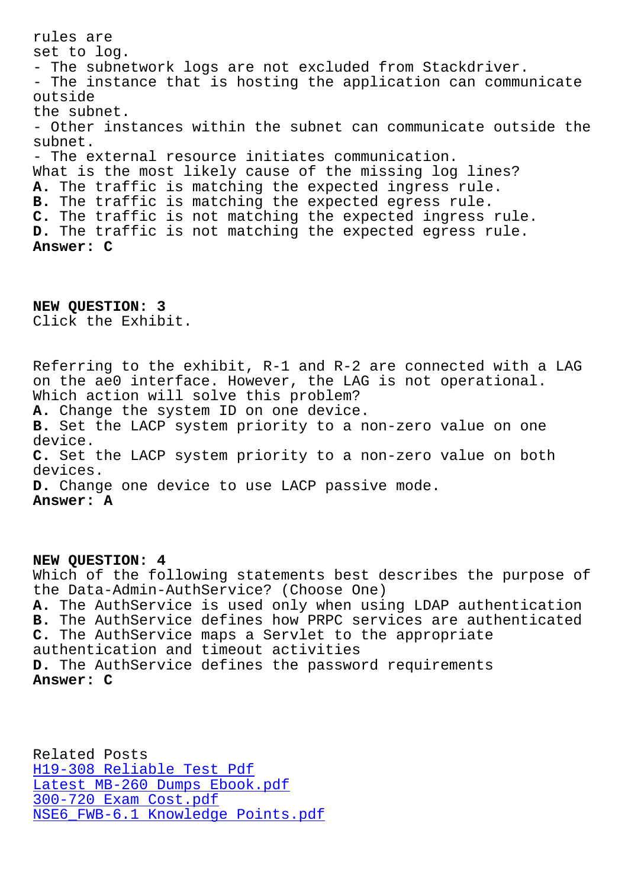rules are
set to log.
- The subnetwork logs are not excluded from Stackdriver.
- The instance that is hosting the application can communicate outside
the subnet.
- Other instances within the subnet can communicate outside the subnet.
- The external resource initiates communication.

What is the most likely cause of the missing log lines?

**A.** The traffic is matching the expected ingress rule.
**B.** The traffic is matching the expected egress rule.
**C.** The traffic is not matching the expected ingress rule.
**D.** The traffic is not matching the expected egress rule.
**Answer: C**

**NEW QUESTION: 3**

Click the Exhibit.

Referring to the exhibit, R-1 and R-2 are connected with a LAG on the ae0 interface. However, the LAG is not operational.
Which action will solve this problem?

**A.** Change the system ID on one device.
**B.** Set the LACP system priority to a non-zero value on one device.
**C.** Set the LACP system priority to a non-zero value on both devices.
**D.** Change one device to use LACP passive mode.
**Answer: A**

**NEW QUESTION: 4**

Which of the following statements best describes the purpose of the Data-Admin-AuthService? (Choose One)

**A.** The AuthService is used only when using LDAP authentication
**B.** The AuthService defines how PRPC services are authenticated
**C.** The AuthService maps a Servlet to the appropriate authentication and timeout activities
**D.** The AuthService defines the password requirements
**Answer: C**

Related Posts

- H19-308 Reliable Test Pdf
- Latest MB-260 Dumps Ebook.pdf
- 300-720 Exam Cost.pdf
- NSE6_FWB-6.1 Knowledge Points.pdf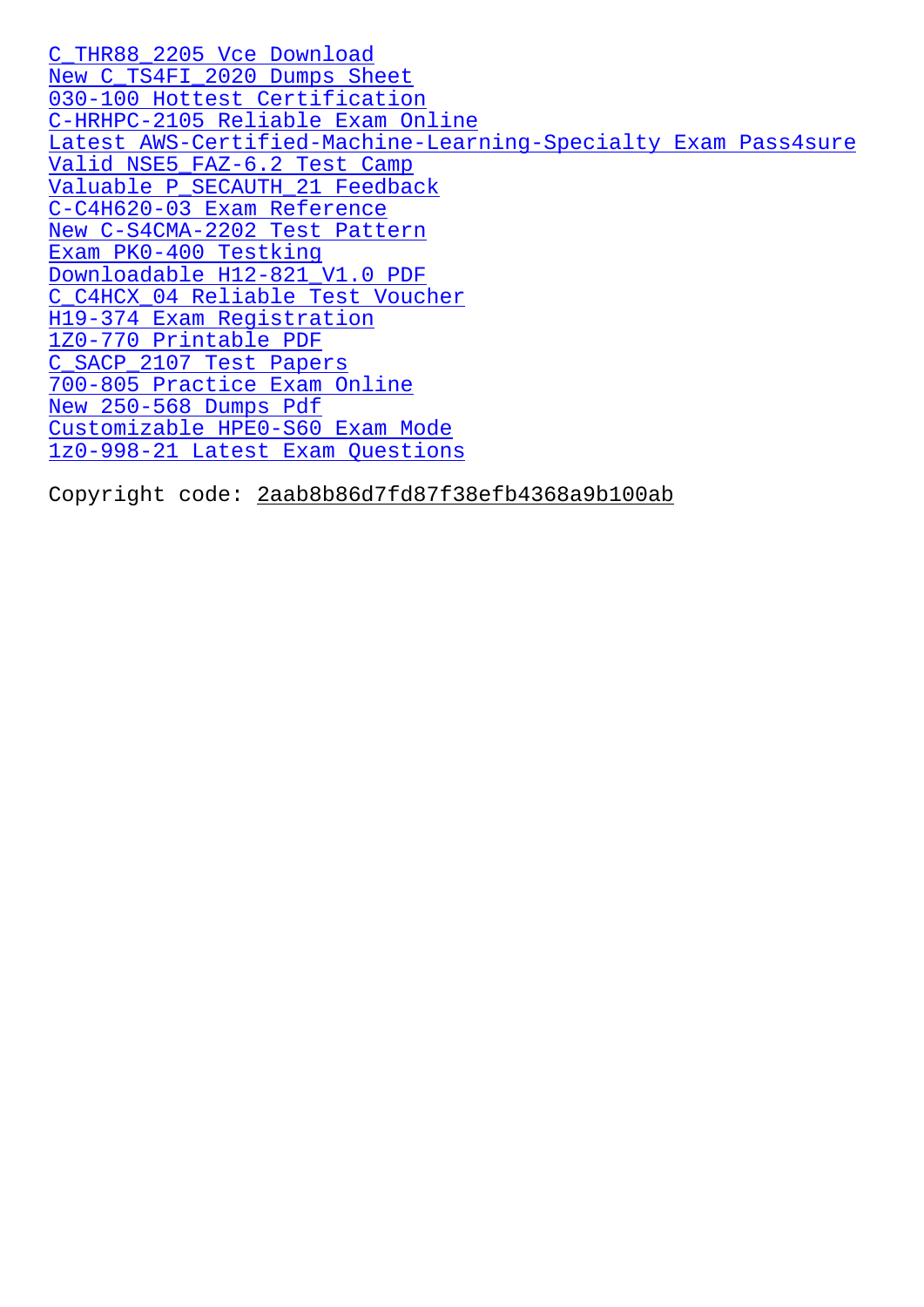C_THR88_2205 Vce Download
New C_TS4FI_2020 Dumps Sheet
030-100 Hottest Certification
C-HRHPC-2105 Reliable Exam Online
Latest AWS-Certified-Machine-Learning-Specialty Exam Pass4sure
Valid NSE5_FAZ-6.2 Test Camp
Valuable P_SECAUTH_21 Feedback
C-C4H620-03 Exam Reference
New C-S4CMA-2202 Test Pattern
Exam PK0-400 Testking
Downloadable H12-821_V1.0 PDF
C_C4HCX_04 Reliable Test Voucher
H19-374 Exam Registration
1Z0-770 Printable PDF
C_SACP_2107 Test Papers
700-805 Practice Exam Online
New 250-568 Dumps Pdf
Customizable HPE0-S60 Exam Mode
1z0-998-21 Latest Exam Questions

Copyright code: 2aab8b86d7fd87f38efb4368a9b100ab